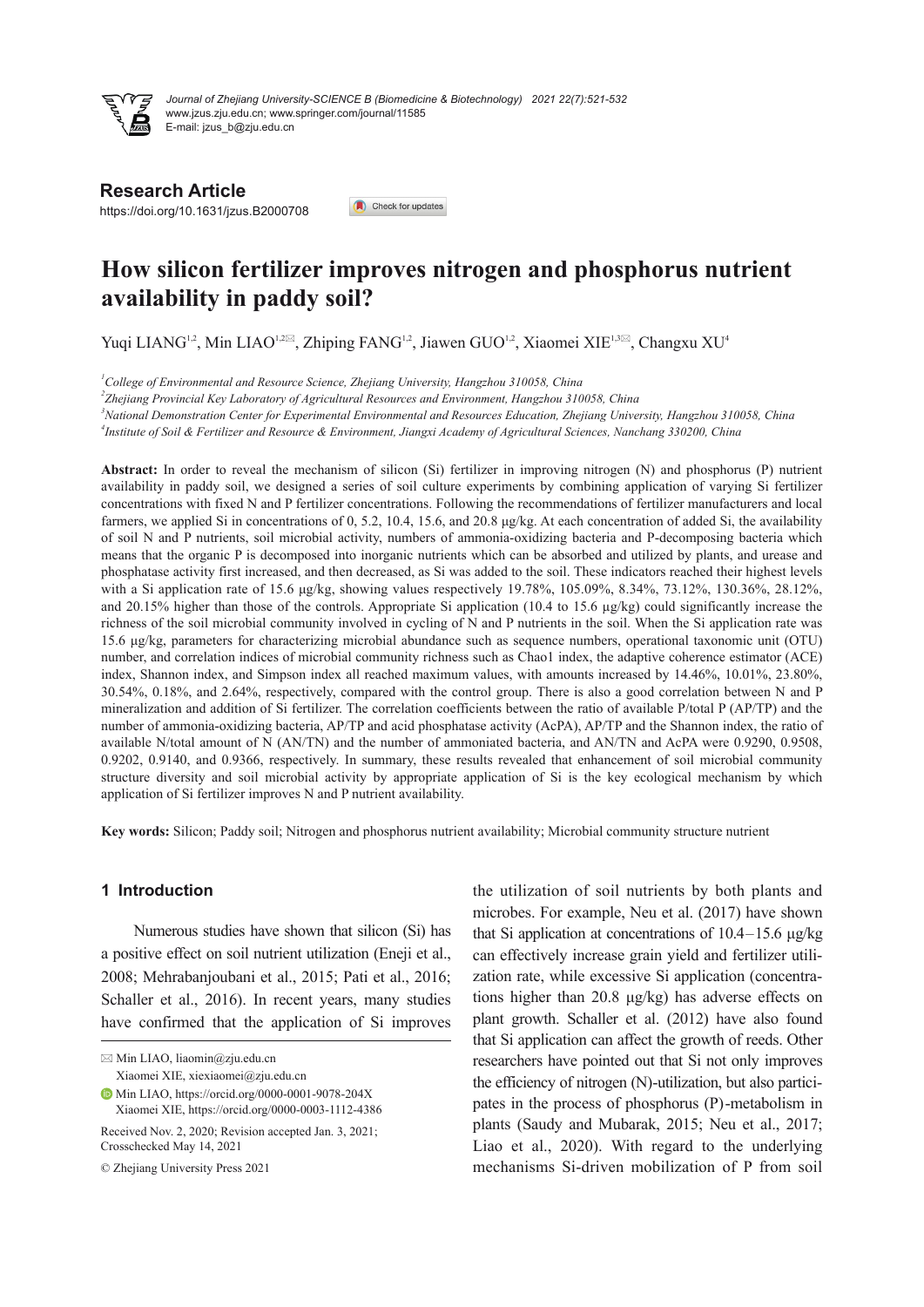Journal of Zhejiang University-SCIENCE B (Biomedicine & Biotechnology) 2021 22(7):521-532
www.jzus.zju.edu.cn; www.springer.com/journal/11585
E-mail: jzus_b@zju.edu.cn

**Research Article**
https://doi.org/10.1631/jzus.B2000708

# How silicon fertilizer improves nitrogen and phosphorus nutrient availability in paddy soil?

Yuqi LIANG[1,2], Min LIAO[1,2✉], Zhiping FANG[1,2], Jiawen GUO[1,2], Xiaomei XIE[1,3✉], Changxu XU[4]

[1]*College of Environmental and Resource Science, Zhejiang University, Hangzhou 310058, China*

[2]*Zhejiang Provincial Key Laboratory of Agricultural Resources and Environment, Hangzhou 310058, China*

[3]*National Demonstration Center for Experimental Environmental and Resources Education, Zhejiang University, Hangzhou 310058, China*

[4]*Institute of Soil & Fertilizer and Resource & Environment, Jiangxi Academy of Agricultural Sciences, Nanchang 330200, China*

**Abstract:** In order to reveal the mechanism of silicon (Si) fertilizer in improving nitrogen (N) and phosphorus (P) nutrient availability in paddy soil, we designed a series of soil culture experiments by combining application of varying Si fertilizer concentrations with fixed N and P fertilizer concentrations. Following the recommendations of fertilizer manufacturers and local farmers, we applied Si in concentrations of 0, 5.2, 10.4, 15.6, and 20.8 μg/kg. At each concentration of added Si, the availability of soil N and P nutrients, soil microbial activity, numbers of ammonia-oxidizing bacteria and P-decomposing bacteria which means that the organic P is decomposed into inorganic nutrients which can be absorbed and utilized by plants, and urease and phosphatase activity first increased, and then decreased, as Si was added to the soil. These indicators reached their highest levels with a Si application rate of 15.6 μg/kg, showing values respectively 19.78%, 105.09%, 8.34%, 73.12%, 130.36%, 28.12%, and 20.15% higher than those of the controls. Appropriate Si application (10.4 to 15.6 μg/kg) could significantly increase the richness of the soil microbial community involved in cycling of N and P nutrients in the soil. When the Si application rate was 15.6 μg/kg, parameters for characterizing microbial abundance such as sequence numbers, operational taxonomic unit (OTU) number, and correlation indices of microbial community richness such as Chao1 index, the adaptive coherence estimator (ACE) index, Shannon index, and Simpson index all reached maximum values, with amounts increased by 14.46%, 10.01%, 23.80%, 30.54%, 0.18%, and 2.64%, respectively, compared with the control group. There is also a good correlation between N and P mineralization and addition of Si fertilizer. The correlation coefficients between the ratio of available P/total P (AP/TP) and the number of ammonia-oxidizing bacteria, AP/TP and acid phosphatase activity (AcPA), AP/TP and the Shannon index, the ratio of available N/total amount of N (AN/TN) and the number of ammoniated bacteria, and AN/TN and AcPA were 0.9290, 0.9508, 0.9202, 0.9140, and 0.9366, respectively. In summary, these results revealed that enhancement of soil microbial community structure diversity and soil microbial activity by appropriate application of Si is the key ecological mechanism by which application of Si fertilizer improves N and P nutrient availability.

**Key words:** Silicon; Paddy soil; Nitrogen and phosphorus nutrient availability; Microbial community structure nutrient

## 1 Introduction

Numerous studies have shown that silicon (Si) has a positive effect on soil nutrient utilization (Eneji et al., 2008; Mehrabanjoubani et al., 2015; Pati et al., 2016; Schaller et al., 2016). In recent years, many studies have confirmed that the application of Si improves the utilization of soil nutrients by both plants and microbes. For example, Neu et al. (2017) have shown that Si application at concentrations of 10.4–15.6 μg/kg can effectively increase grain yield and fertilizer utilization rate, while excessive Si application (concentrations higher than 20.8 μg/kg) has adverse effects on plant growth. Schaller et al. (2012) have also found that Si application can affect the growth of reeds. Other researchers have pointed out that Si not only improves the efficiency of nitrogen (N)-utilization, but also participates in the process of phosphorus (P)-metabolism in plants (Saudy and Mubarak, 2015; Neu et al., 2017; Liao et al., 2020). With regard to the underlying mechanisms Si-driven mobilization of P from soil

✉ Min LIAO, liaomin@zju.edu.cn
Xiaomei XIE, xiexiaomei@zju.edu.cn

Min LIAO, https://orcid.org/0000-0001-9078-204X
Xiaomei XIE, https://orcid.org/0000-0003-1112-4386

Received Nov. 2, 2020; Revision accepted Jan. 3, 2021; Crosschecked May 14, 2021

© Zhejiang University Press 2021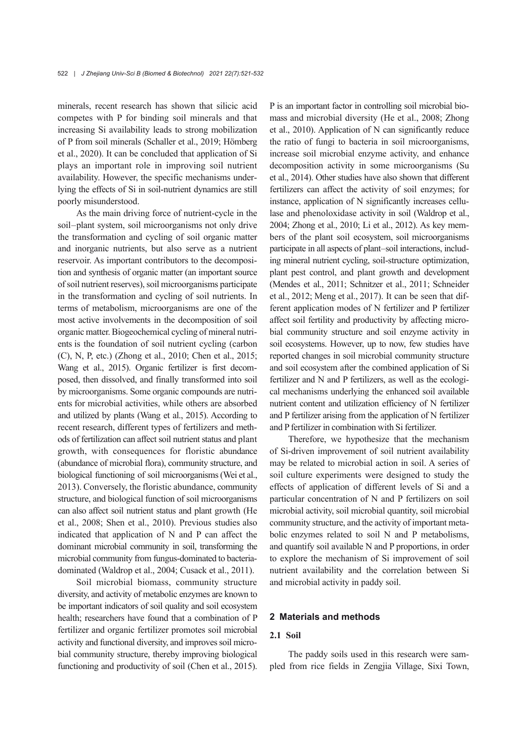minerals, recent research has shown that silicic acid competes with P for binding soil minerals and that increasing Si availability leads to strong mobilization of P from soil minerals (Schaller et al., 2019; Hömberg et al., 2020). It can be concluded that application of Si plays an important role in improving soil nutrient availability. However, the specific mechanisms underlying the effects of Si in soil-nutrient dynamics are still poorly misunderstood.

As the main driving force of nutrient-cycle in the soil–plant system, soil microorganisms not only drive the transformation and cycling of soil organic matter and inorganic nutrients, but also serve as a nutrient reservoir. As important contributors to the decomposition and synthesis of organic matter (an important source of soil nutrient reserves), soil microorganisms participate in the transformation and cycling of soil nutrients. In terms of metabolism, microorganisms are one of the most active involvements in the decomposition of soil organic matter. Biogeochemical cycling of mineral nutrients is the foundation of soil nutrient cycling (carbon (C), N, P, etc.) (Zhong et al., 2010; Chen et al., 2015; Wang et al., 2015). Organic fertilizer is first decomposed, then dissolved, and finally transformed into soil by microorganisms. Some organic compounds are nutrients for microbial activities, while others are absorbed and utilized by plants (Wang et al., 2015). According to recent research, different types of fertilizers and methods of fertilization can affect soil nutrient status and plant growth, with consequences for floristic abundance (abundance of microbial flora), community structure, and biological functioning of soil microorganisms (Wei et al., 2013). Conversely, the floristic abundance, community structure, and biological function of soil microorganisms can also affect soil nutrient status and plant growth (He et al., 2008; Shen et al., 2010). Previous studies also indicated that application of N and P can affect the dominant microbial community in soil, transforming the microbial community from fungus-dominated to bacteria-dominated (Waldrop et al., 2004; Cusack et al., 2011).

Soil microbial biomass, community structure diversity, and activity of metabolic enzymes are known to be important indicators of soil quality and soil ecosystem health; researchers have found that a combination of P fertilizer and organic fertilizer promotes soil microbial activity and functional diversity, and improves soil microbial community structure, thereby improving biological functioning and productivity of soil (Chen et al., 2015). P is an important factor in controlling soil microbial biomass and microbial diversity (He et al., 2008; Zhong et al., 2010). Application of N can significantly reduce the ratio of fungi to bacteria in soil microorganisms, increase soil microbial enzyme activity, and enhance decomposition activity in some microorganisms (Su et al., 2014). Other studies have also shown that different fertilizers can affect the activity of soil enzymes; for instance, application of N significantly increases cellulase and phenoloxidase activity in soil (Waldrop et al., 2004; Zhong et al., 2010; Li et al., 2012). As key members of the plant soil ecosystem, soil microorganisms participate in all aspects of plant–soil interactions, including mineral nutrient cycling, soil-structure optimization, plant pest control, and plant growth and development (Mendes et al., 2011; Schnitzer et al., 2011; Schneider et al., 2012; Meng et al., 2017). It can be seen that different application modes of N fertilizer and P fertilizer affect soil fertility and productivity by affecting microbial community structure and soil enzyme activity in soil ecosystems. However, up to now, few studies have reported changes in soil microbial community structure and soil ecosystem after the combined application of Si fertilizer and N and P fertilizers, as well as the ecological mechanisms underlying the enhanced soil available nutrient content and utilization efficiency of N fertilizer and P fertilizer arising from the application of N fertilizer and P fertilizer in combination with Si fertilizer.

Therefore, we hypothesize that the mechanism of Si-driven improvement of soil nutrient availability may be related to microbial action in soil. A series of soil culture experiments were designed to study the effects of application of different levels of Si and a particular concentration of N and P fertilizers on soil microbial activity, soil microbial quantity, soil microbial community structure, and the activity of important metabolic enzymes related to soil N and P metabolisms, and quantify soil available N and P proportions, in order to explore the mechanism of Si improvement of soil nutrient availability and the correlation between Si and microbial activity in paddy soil.

## 2 Materials and methods

### 2.1 Soil

The paddy soils used in this research were sampled from rice fields in Zengjia Village, Sixi Town,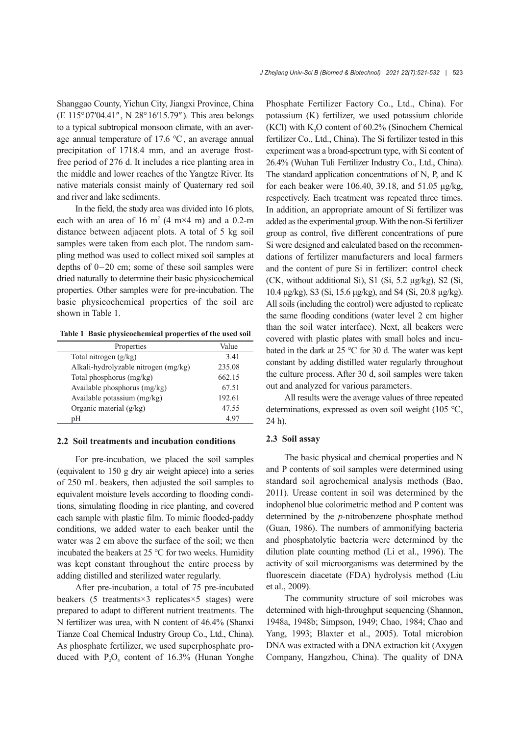Shanggao County, Yichun City, Jiangxi Province, China (E 115°07′04.41″, N 28°16′15.79″). This area belongs to a typical subtropical monsoon climate, with an average annual temperature of 17.6 °C, an average annual precipitation of 1718.4 mm, and an average frost-free period of 276 d. It includes a rice planting area in the middle and lower reaches of the Yangtze River. Its native materials consist mainly of Quaternary red soil and river and lake sediments.

In the field, the study area was divided into 16 plots, each with an area of 16 m$^2$ (4 m×4 m) and a 0.2-m distance between adjacent plots. A total of 5 kg soil samples were taken from each plot. The random sampling method was used to collect mixed soil samples at depths of 0–20 cm; some of these soil samples were dried naturally to determine their basic physicochemical properties. Other samples were for pre-incubation. The basic physicochemical properties of the soil are shown in Table 1.

**Table 1 Basic physicochemical properties of the used soil**

| Properties | Value |
|---|---|
| Total nitrogen (g/kg) | 3.41 |
| Alkali-hydrolyzable nitrogen (mg/kg) | 235.08 |
| Total phosphorus (mg/kg) | 662.15 |
| Available phosphorus (mg/kg) | 67.51 |
| Available potassium (mg/kg) | 192.61 |
| Organic material (g/kg) | 47.55 |
| pH | 4.97 |

### 2.2 Soil treatments and incubation conditions

For pre-incubation, we placed the soil samples (equivalent to 150 g dry air weight apiece) into a series of 250 mL beakers, then adjusted the soil samples to equivalent moisture levels according to flooding conditions, simulating flooding in rice planting, and covered each sample with plastic film. To mimic flooded-paddy conditions, we added water to each beaker until the water was 2 cm above the surface of the soil; we then incubated the beakers at 25 °C for two weeks. Humidity was kept constant throughout the entire process by adding distilled and sterilized water regularly.

After pre-incubation, a total of 75 pre-incubated beakers (5 treatments×3 replicates×5 stages) were prepared to adapt to different nutrient treatments. The N fertilizer was urea, with N content of 46.4% (Shanxi Tianze Coal Chemical Industry Group Co., Ltd., China). As phosphate fertilizer, we used superphosphate produced with $P_2O_5$ content of 16.3% (Hunan Yonghe Phosphate Fertilizer Factory Co., Ltd., China). For potassium (K) fertilizer, we used potassium chloride (KCl) with $K_2O$ content of 60.2% (Sinochem Chemical fertilizer Co., Ltd., China). The Si fertilizer tested in this experiment was a broad-spectrum type, with Si content of 26.4% (Wuhan Tuli Fertilizer Industry Co., Ltd., China). The standard application concentrations of N, P, and K for each beaker were 106.40, 39.18, and 51.05 μg/kg, respectively. Each treatment was repeated three times. In addition, an appropriate amount of Si fertilizer was added as the experimental group. With the non-Si fertilizer group as control, five different concentrations of pure Si were designed and calculated based on the recommendations of fertilizer manufacturers and local farmers and the content of pure Si in fertilizer: control check (CK, without additional Si), S1 (Si, 5.2 μg/kg), S2 (Si, 10.4 μg/kg), S3 (Si, 15.6 μg/kg), and S4 (Si, 20.8 μg/kg). All soils (including the control) were adjusted to replicate the same flooding conditions (water level 2 cm higher than the soil water interface). Next, all beakers were covered with plastic plates with small holes and incubated in the dark at 25 °C for 30 d. The water was kept constant by adding distilled water regularly throughout the culture process. After 30 d, soil samples were taken out and analyzed for various parameters.

All results were the average values of three repeated determinations, expressed as oven soil weight (105 °C, 24 h).

### 2.3 Soil assay

The basic physical and chemical properties and N and P contents of soil samples were determined using standard soil agrochemical analysis methods (Bao, 2011). Urease content in soil was determined by the indophenol blue colorimetric method and P content was determined by the *p*-nitrobenzene phosphate method (Guan, 1986). The numbers of ammonifying bacteria and phosphatolytic bacteria were determined by the dilution plate counting method (Li et al., 1996). The activity of soil microorganisms was determined by the fluorescein diacetate (FDA) hydrolysis method (Liu et al., 2009).

The community structure of soil microbes was determined with high-throughput sequencing (Shannon, 1948a, 1948b; Simpson, 1949; Chao, 1984; Chao and Yang, 1993; Blaxter et al., 2005). Total microbion DNA was extracted with a DNA extraction kit (Axygen Company, Hangzhou, China). The quality of DNA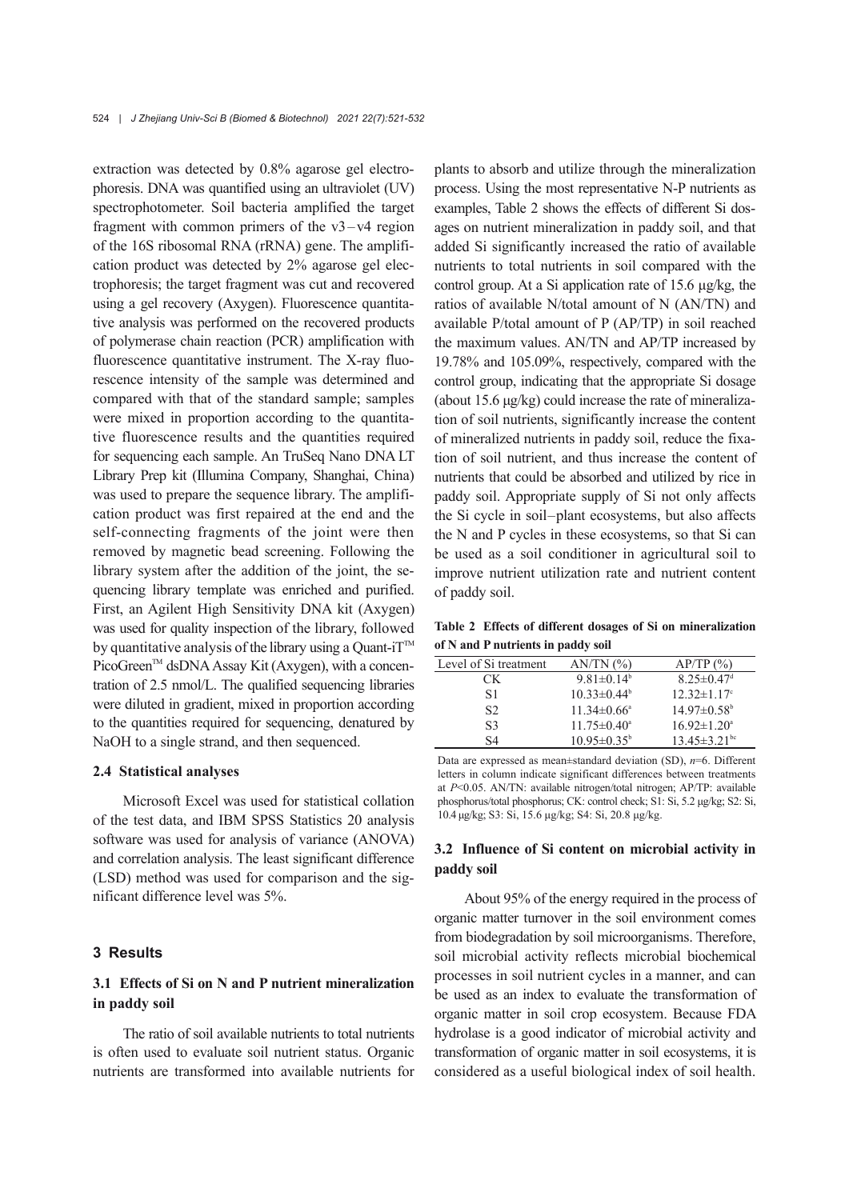extraction was detected by 0.8% agarose gel electrophoresis. DNA was quantified using an ultraviolet (UV) spectrophotometer. Soil bacteria amplified the target fragment with common primers of the v3–v4 region of the 16S ribosomal RNA (rRNA) gene. The amplification product was detected by 2% agarose gel electrophoresis; the target fragment was cut and recovered using a gel recovery (Axygen). Fluorescence quantitative analysis was performed on the recovered products of polymerase chain reaction (PCR) amplification with fluorescence quantitative instrument. The X-ray fluorescence intensity of the sample was determined and compared with that of the standard sample; samples were mixed in proportion according to the quantitative fluorescence results and the quantities required for sequencing each sample. An TruSeq Nano DNA LT Library Prep kit (Illumina Company, Shanghai, China) was used to prepare the sequence library. The amplification product was first repaired at the end and the self-connecting fragments of the joint were then removed by magnetic bead screening. Following the library system after the addition of the joint, the sequencing library template was enriched and purified. First, an Agilent High Sensitivity DNA kit (Axygen) was used for quality inspection of the library, followed by quantitative analysis of the library using a Quant-iT™ PicoGreen™ dsDNA Assay Kit (Axygen), with a concentration of 2.5 nmol/L. The qualified sequencing libraries were diluted in gradient, mixed in proportion according to the quantities required for sequencing, denatured by NaOH to a single strand, and then sequenced.

### 2.4 Statistical analyses

Microsoft Excel was used for statistical collation of the test data, and IBM SPSS Statistics 20 analysis software was used for analysis of variance (ANOVA) and correlation analysis. The least significant difference (LSD) method was used for comparison and the significant difference level was 5%.

## 3 Results

### 3.1 Effects of Si on N and P nutrient mineralization in paddy soil

The ratio of soil available nutrients to total nutrients is often used to evaluate soil nutrient status. Organic nutrients are transformed into available nutrients for plants to absorb and utilize through the mineralization process. Using the most representative N-P nutrients as examples, Table 2 shows the effects of different Si dosages on nutrient mineralization in paddy soil, and that added Si significantly increased the ratio of available nutrients to total nutrients in soil compared with the control group. At a Si application rate of 15.6 μg/kg, the ratios of available N/total amount of N (AN/TN) and available P/total amount of P (AP/TP) in soil reached the maximum values. AN/TN and AP/TP increased by 19.78% and 105.09%, respectively, compared with the control group, indicating that the appropriate Si dosage (about 15.6 μg/kg) could increase the rate of mineralization of soil nutrients, significantly increase the content of mineralized nutrients in paddy soil, reduce the fixation of soil nutrient, and thus increase the content of nutrients that could be absorbed and utilized by rice in paddy soil. Appropriate supply of Si not only affects the Si cycle in soil–plant ecosystems, but also affects the N and P cycles in these ecosystems, so that Si can be used as a soil conditioner in agricultural soil to improve nutrient utilization rate and nutrient content of paddy soil.

**Table 2 Effects of different dosages of Si on mineralization of N and P nutrients in paddy soil**

| Level of Si treatment | AN/TN (%) | AP/TP (%) |
|---|---|---|
| CK | $9.81\pm0.14^{b}$ | $8.25\pm0.47^{d}$ |
| S1 | $10.33\pm0.44^{b}$ | $12.32\pm1.17^{c}$ |
| S2 | $11.34\pm0.66^{a}$ | $14.97\pm0.58^{b}$ |
| S3 | $11.75\pm0.40^{a}$ | $16.92\pm1.20^{a}$ |
| S4 | $10.95\pm0.35^{b}$ | $13.45\pm3.21^{bc}$ |

Data are expressed as mean±standard deviation (SD), $n$=6. Different letters in column indicate significant differences between treatments at $P$<0.05. AN/TN: available nitrogen/total nitrogen; AP/TP: available phosphorus/total phosphorus; CK: control check; S1: Si, 5.2 μg/kg; S2: Si, 10.4 μg/kg; S3: Si, 15.6 μg/kg; S4: Si, 20.8 μg/kg.

### 3.2 Influence of Si content on microbial activity in paddy soil

About 95% of the energy required in the process of organic matter turnover in the soil environment comes from biodegradation by soil microorganisms. Therefore, soil microbial activity reflects microbial biochemical processes in soil nutrient cycles in a manner, and can be used as an index to evaluate the transformation of organic matter in soil crop ecosystem. Because FDA hydrolase is a good indicator of microbial activity and transformation of organic matter in soil ecosystems, it is considered as a useful biological index of soil health.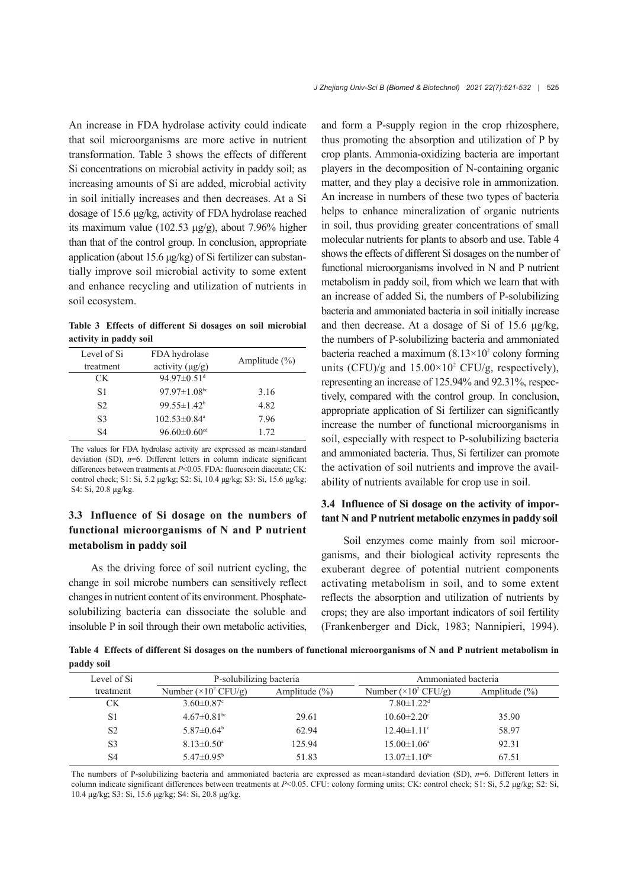An increase in FDA hydrolase activity could indicate that soil microorganisms are more active in nutrient transformation. Table 3 shows the effects of different Si concentrations on microbial activity in paddy soil; as increasing amounts of Si are added, microbial activity in soil initially increases and then decreases. At a Si dosage of 15.6 μg/kg, activity of FDA hydrolase reached its maximum value (102.53 μg/g), about 7.96% higher than that of the control group. In conclusion, appropriate application (about 15.6 μg/kg) of Si fertilizer can substantially improve soil microbial activity to some extent and enhance recycling and utilization of nutrients in soil ecosystem.

**Table 3 Effects of different Si dosages on soil microbial activity in paddy soil**

| Level of Si treatment | FDA hydrolase activity (μg/g) | Amplitude (%) |
|---|---|---|
| CK | 94.97±0.51[d] | |
| S1 | 97.97±1.08[bc] | 3.16 |
| S2 | 99.55±1.42[b] | 4.82 |
| S3 | 102.53±0.84[a] | 7.96 |
| S4 | 96.60±0.60[cd] | 1.72 |

The values for FDA hydrolase activity are expressed as mean±standard deviation (SD), $n$=6. Different letters in column indicate significant differences between treatments at $P$<0.05. FDA: fluorescein diacetate; CK: control check; S1: Si, 5.2 μg/kg; S2: Si, 10.4 μg/kg; S3: Si, 15.6 μg/kg; S4: Si, 20.8 μg/kg.

### 3.3 Influence of Si dosage on the numbers of functional microorganisms of N and P nutrient metabolism in paddy soil

As the driving force of soil nutrient cycling, the change in soil microbe numbers can sensitively reflect changes in nutrient content of its environment. Phosphate-solubilizing bacteria can dissociate the soluble and insoluble P in soil through their own metabolic activities, and form a P-supply region in the crop rhizosphere, thus promoting the absorption and utilization of P by crop plants. Ammonia-oxidizing bacteria are important players in the decomposition of N-containing organic matter, and they play a decisive role in ammonization. An increase in numbers of these two types of bacteria helps to enhance mineralization of organic nutrients in soil, thus providing greater concentrations of small molecular nutrients for plants to absorb and use. Table 4 shows the effects of different Si dosages on the number of functional microorganisms involved in N and P nutrient metabolism in paddy soil, from which we learn that with an increase of added Si, the numbers of P-solubilizing bacteria and ammoniated bacteria in soil initially increase and then decrease. At a dosage of Si of 15.6 μg/kg, the numbers of P-solubilizing bacteria and ammoniated bacteria reached a maximum ($8.13\times10^2$ colony forming units (CFU)/g and $15.00\times10^2$ CFU/g, respectively), representing an increase of 125.94% and 92.31%, respectively, compared with the control group. In conclusion, appropriate application of Si fertilizer can significantly increase the number of functional microorganisms in soil, especially with respect to P-solubilizing bacteria and ammoniated bacteria. Thus, Si fertilizer can promote the activation of soil nutrients and improve the availability of nutrients available for crop use in soil.

### 3.4 Influence of Si dosage on the activity of important N and P nutrient metabolic enzymes in paddy soil

Soil enzymes come mainly from soil microorganisms, and their biological activity represents the exuberant degree of potential nutrient components activating metabolism in soil, and to some extent reflects the absorption and utilization of nutrients by crops; they are also important indicators of soil fertility (Frankenberger and Dick, 1983; Nannipieri, 1994).

**Table 4 Effects of different Si dosages on the numbers of functional microorganisms of N and P nutrient metabolism in paddy soil**

| Level of Si treatment | P-solubilizing bacteria | | Ammoniated bacteria | |
|---|---|---|---|---|
| | Number ($\times10^2$ CFU/g) | Amplitude (%) | Number ($\times10^2$ CFU/g) | Amplitude (%) |
| CK | 3.60±0.87[c] | | 7.80±1.22[d] | |
| S1 | 4.67±0.81[bc] | 29.61 | 10.60±2.20[c] | 35.90 |
| S2 | 5.87±0.64[b] | 62.94 | 12.40±1.11[c] | 58.97 |
| S3 | 8.13±0.50[a] | 125.94 | 15.00±1.06[a] | 92.31 |
| S4 | 5.47±0.95[b] | 51.83 | 13.07±1.10[bc] | 67.51 |

The numbers of P-solubilizing bacteria and ammoniated bacteria are expressed as mean±standard deviation (SD), $n$=6. Different letters in column indicate significant differences between treatments at $P$<0.05. CFU: colony forming units; CK: control check; S1: Si, 5.2 μg/kg; S2: Si, 10.4 μg/kg; S3: Si, 15.6 μg/kg; S4: Si, 20.8 μg/kg.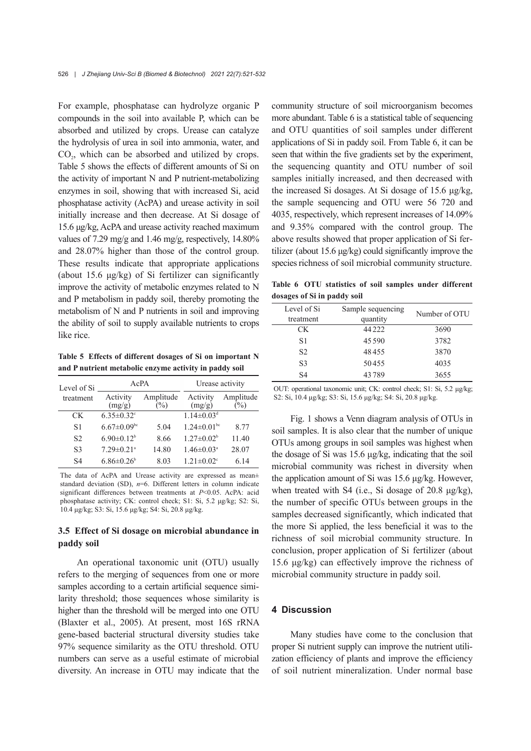For example, phosphatase can hydrolyze organic P compounds in the soil into available P, which can be absorbed and utilized by crops. Urease can catalyze the hydrolysis of urea in soil into ammonia, water, and $CO_2$, which can be absorbed and utilized by crops. Table 5 shows the effects of different amounts of Si on the activity of important N and P nutrient-metabolizing enzymes in soil, showing that with increased Si, acid phosphatase activity (AcPA) and urease activity in soil initially increase and then decrease. At Si dosage of 15.6 μg/kg, AcPA and urease activity reached maximum values of 7.29 mg/g and 1.46 mg/g, respectively, 14.80% and 28.07% higher than those of the control group. These results indicate that appropriate applications (about 15.6 μg/kg) of Si fertilizer can significantly improve the activity of metabolic enzymes related to N and P metabolism in paddy soil, thereby promoting the metabolism of N and P nutrients in soil and improving the ability of soil to supply available nutrients to crops like rice.

**Table 5 Effects of different dosages of Si on important N and P nutrient metabolic enzyme activity in paddy soil**

| Level of Si treatment | AcPA | | Urease activity | |
|---|---|---|---|---|
| | Activity (mg/g) | Amplitude (%) | Activity (mg/g) | Amplitude (%) |
| CK | 6.35±0.32[c] | | 1.14±0.03[d] | |
| S1 | 6.67±0.09[bc] | 5.04 | 1.24±0.01[bc] | 8.77 |
| S2 | 6.90±0.12[b] | 8.66 | 1.27±0.02[b] | 11.40 |
| S3 | 7.29±0.21[a] | 14.80 | 1.46±0.03[a] | 28.07 |
| S4 | 6.86±0.26[b] | 8.03 | 1.21±0.02[c] | 6.14 |

The data of AcPA and Urease activity are expressed as mean± standard deviation (SD), $n$=6. Different letters in column indicate significant differences between treatments at $P$<0.05. AcPA: acid phosphatase activity; CK: control check; S1: Si, 5.2 μg/kg; S2: Si, 10.4 μg/kg; S3: Si, 15.6 μg/kg; S4: Si, 20.8 μg/kg.

### 3.5 Effect of Si dosage on microbial abundance in paddy soil

An operational taxonomic unit (OTU) usually refers to the merging of sequences from one or more samples according to a certain artificial sequence similarity threshold; those sequences whose similarity is higher than the threshold will be merged into one OTU (Blaxter et al., 2005). At present, most 16S rRNA gene-based bacterial structural diversity studies take 97% sequence similarity as the OTU threshold. OTU numbers can serve as a useful estimate of microbial diversity. An increase in OTU may indicate that the community structure of soil microorganism becomes more abundant. Table 6 is a statistical table of sequencing and OTU quantities of soil samples under different applications of Si in paddy soil. From Table 6, it can be seen that within the five gradients set by the experiment, the sequencing quantity and OTU number of soil samples initially increased, and then decreased with the increased Si dosages. At Si dosage of 15.6 μg/kg, the sample sequencing and OTU were 56 720 and 4035, respectively, which represent increases of 14.09% and 9.35% compared with the control group. The above results showed that proper application of Si fertilizer (about 15.6 μg/kg) could significantly improve the species richness of soil microbial community structure.

**Table 6 OTU statistics of soil samples under different dosages of Si in paddy soil**

| Level of Si treatment | Sample sequencing quantity | Number of OTU |
|---|---|---|
| CK | 44222 | 3690 |
| S1 | 45590 | 3782 |
| S2 | 48455 | 3870 |
| S3 | 50455 | 4035 |
| S4 | 43789 | 3655 |

OUT: operational taxonomic unit; CK: control check; S1: Si, 5.2 μg/kg; S2: Si, 10.4 μg/kg; S3: Si, 15.6 μg/kg; S4: Si, 20.8 μg/kg.

Fig. 1 shows a Venn diagram analysis of OTUs in soil samples. It is also clear that the number of unique OTUs among groups in soil samples was highest when the dosage of Si was 15.6 μg/kg, indicating that the soil microbial community was richest in diversity when the application amount of Si was 15.6 μg/kg. However, when treated with S4 (i.e., Si dosage of 20.8 μg/kg), the number of specific OTUs between groups in the samples decreased significantly, which indicated that the more Si applied, the less beneficial it was to the richness of soil microbial community structure. In conclusion, proper application of Si fertilizer (about 15.6 μg/kg) can effectively improve the richness of microbial community structure in paddy soil.

## 4 Discussion

Many studies have come to the conclusion that proper Si nutrient supply can improve the nutrient utilization efficiency of plants and improve the efficiency of soil nutrient mineralization. Under normal base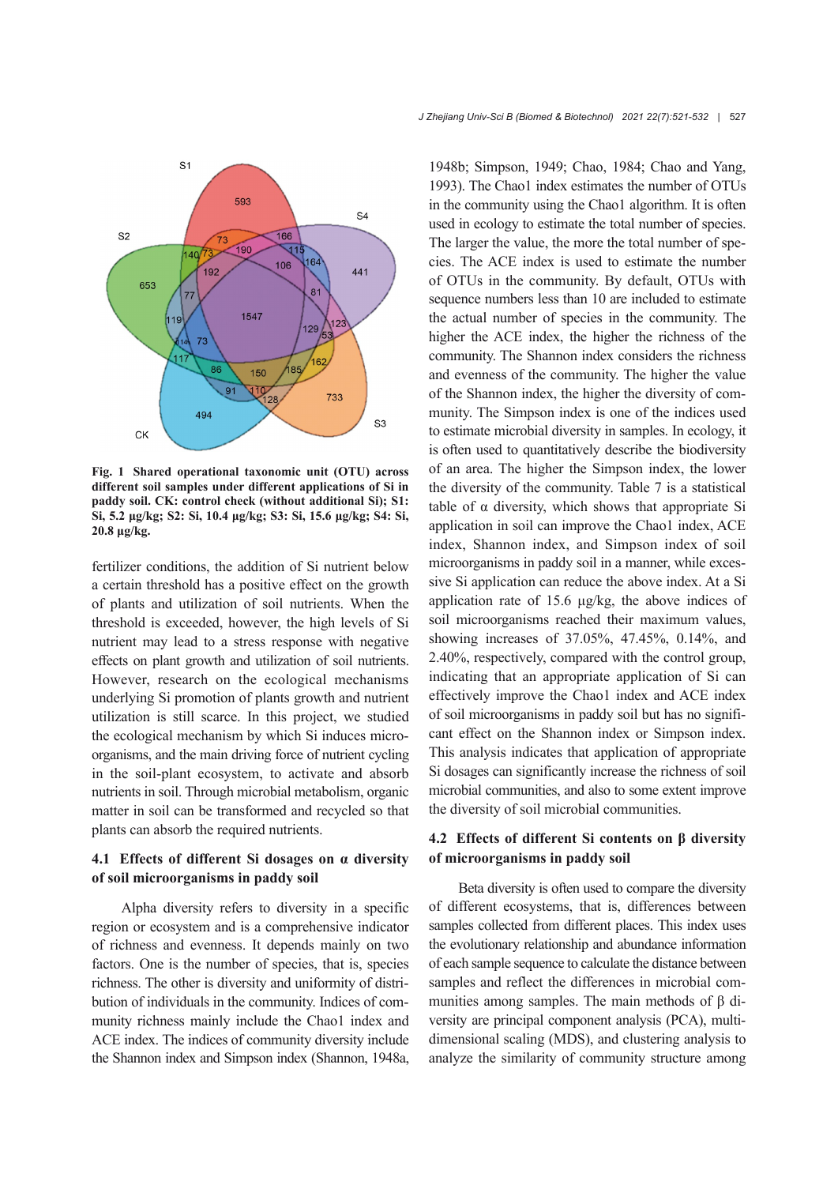Fig. 1 Shared operational taxonomic unit (OTU) across different soil samples under different applications of Si in paddy soil. CK: control check (without additional Si); S1: Si, 5.2 μg/kg; S2: Si, 10.4 μg/kg; S3: Si, 15.6 μg/kg; S4: Si, 20.8 μg/kg.

fertilizer conditions, the addition of Si nutrient below a certain threshold has a positive effect on the growth of plants and utilization of soil nutrients. When the threshold is exceeded, however, the high levels of Si nutrient may lead to a stress response with negative effects on plant growth and utilization of soil nutrients. However, research on the ecological mechanisms underlying Si promotion of plants growth and nutrient utilization is still scarce. In this project, we studied the ecological mechanism by which Si induces microorganisms, and the main driving force of nutrient cycling in the soil-plant ecosystem, to activate and absorb nutrients in soil. Through microbial metabolism, organic matter in soil can be transformed and recycled so that plants can absorb the required nutrients.

### 4.1 Effects of different Si dosages on α diversity of soil microorganisms in paddy soil

Alpha diversity refers to diversity in a specific region or ecosystem and is a comprehensive indicator of richness and evenness. It depends mainly on two factors. One is the number of species, that is, species richness. The other is diversity and uniformity of distribution of individuals in the community. Indices of community richness mainly include the Chao1 index and ACE index. The indices of community diversity include the Shannon index and Simpson index (Shannon, 1948a, 1948b; Simpson, 1949; Chao, 1984; Chao and Yang, 1993). The Chao1 index estimates the number of OTUs in the community using the Chao1 algorithm. It is often used in ecology to estimate the total number of species. The larger the value, the more the total number of species. The ACE index is used to estimate the number of OTUs in the community. By default, OTUs with sequence numbers less than 10 are included to estimate the actual number of species in the community. The higher the ACE index, the higher the richness of the community. The Shannon index considers the richness and evenness of the community. The higher the value of the Shannon index, the higher the diversity of community. The Simpson index is one of the indices used to estimate microbial diversity in samples. In ecology, it is often used to quantitatively describe the biodiversity of an area. The higher the Simpson index, the lower the diversity of the community. Table 7 is a statistical table of α diversity, which shows that appropriate Si application in soil can improve the Chao1 index, ACE index, Shannon index, and Simpson index of soil microorganisms in paddy soil in a manner, while excessive Si application can reduce the above index. At a Si application rate of 15.6 μg/kg, the above indices of soil microorganisms reached their maximum values, showing increases of 37.05%, 47.45%, 0.14%, and 2.40%, respectively, compared with the control group, indicating that an appropriate application of Si can effectively improve the Chao1 index and ACE index of soil microorganisms in paddy soil but has no significant effect on the Shannon index or Simpson index. This analysis indicates that application of appropriate Si dosages can significantly increase the richness of soil microbial communities, and also to some extent improve the diversity of soil microbial communities.

### 4.2 Effects of different Si contents on β diversity of microorganisms in paddy soil

Beta diversity is often used to compare the diversity of different ecosystems, that is, differences between samples collected from different places. This index uses the evolutionary relationship and abundance information of each sample sequence to calculate the distance between samples and reflect the differences in microbial communities among samples. The main methods of β diversity are principal component analysis (PCA), multidimensional scaling (MDS), and clustering analysis to analyze the similarity of community structure among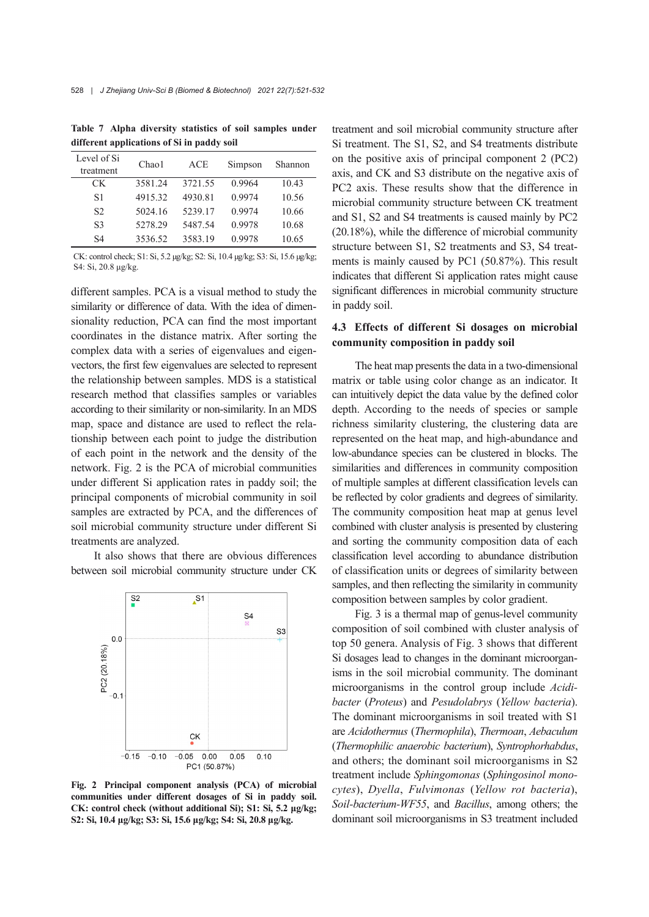**Table 7 Alpha diversity statistics of soil samples under different applications of Si in paddy soil**

| Level of Si treatment | Chao1 | ACE | Simpson | Shannon |
|---|---|---|---|---|
| CK | 3581.24 | 3721.55 | 0.9964 | 10.43 |
| S1 | 4915.32 | 4930.81 | 0.9974 | 10.56 |
| S2 | 5024.16 | 5239.17 | 0.9974 | 10.66 |
| S3 | 5278.29 | 5487.54 | 0.9978 | 10.68 |
| S4 | 3536.52 | 3583.19 | 0.9978 | 10.65 |

CK: control check; S1: Si, 5.2 μg/kg; S2: Si, 10.4 μg/kg; S3: Si, 15.6 μg/kg; S4: Si, 20.8 μg/kg.

different samples. PCA is a visual method to study the similarity or difference of data. With the idea of dimensionality reduction, PCA can find the most important coordinates in the distance matrix. After sorting the complex data with a series of eigenvalues and eigenvectors, the first few eigenvalues are selected to represent the relationship between samples. MDS is a statistical research method that classifies samples or variables according to their similarity or non-similarity. In an MDS map, space and distance are used to reflect the relationship between each point to judge the distribution of each point in the network and the density of the network. Fig. 2 is the PCA of microbial communities under different Si application rates in paddy soil; the principal components of microbial community in soil samples are extracted by PCA, and the differences of soil microbial community structure under different Si treatments are analyzed.

It also shows that there are obvious differences between soil microbial community structure under CK treatment and soil microbial community structure after Si treatment. The S1, S2, and S4 treatments distribute on the positive axis of principal component 2 (PC2) axis, and CK and S3 distribute on the negative axis of PC2 axis. These results show that the difference in microbial community structure between CK treatment and S1, S2 and S4 treatments is caused mainly by PC2 (20.18%), while the difference of microbial community structure between S1, S2 treatments and S3, S4 treatments is mainly caused by PC1 (50.87%). This result indicates that different Si application rates might cause significant differences in microbial community structure in paddy soil.

**Fig. 2 Principal component analysis (PCA) of microbial communities under different dosages of Si in paddy soil. CK: control check (without additional Si); S1: Si, 5.2 μg/kg; S2: Si, 10.4 μg/kg; S3: Si, 15.6 μg/kg; S4: Si, 20.8 μg/kg.**

### 4.3 Effects of different Si dosages on microbial community composition in paddy soil

The heat map presents the data in a two-dimensional matrix or table using color change as an indicator. It can intuitively depict the data value by the defined color depth. According to the needs of species or sample richness similarity clustering, the clustering data are represented on the heat map, and high-abundance and low-abundance species can be clustered in blocks. The similarities and differences in community composition of multiple samples at different classification levels can be reflected by color gradients and degrees of similarity. The community composition heat map at genus level combined with cluster analysis is presented by clustering and sorting the community composition data of each classification level according to abundance distribution of classification units or degrees of similarity between samples, and then reflecting the similarity in community composition between samples by color gradient.

Fig. 3 is a thermal map of genus-level community composition of soil combined with cluster analysis of top 50 genera. Analysis of Fig. 3 shows that different Si dosages lead to changes in the dominant microorganisms in the soil microbial community. The dominant microorganisms in the control group include *Acidibacter* (*Proteus*) and *Pesudolabrys* (*Yellow bacteria*). The dominant microorganisms in soil treated with S1 are *Acidothermus* (*Thermophila*), *Thermoan*, *Aebaculum* (*Thermophilic anaerobic bacterium*), *Syntrophorhabdus*, and others; the dominant soil microorganisms in S2 treatment include *Sphingomonas* (*Sphingosinol monocytes*), *Dyella*, *Fulvimonas* (*Yellow rot bacteria*), *Soil-bacterium-WF55*, and *Bacillus*, among others; the dominant soil microorganisms in S3 treatment included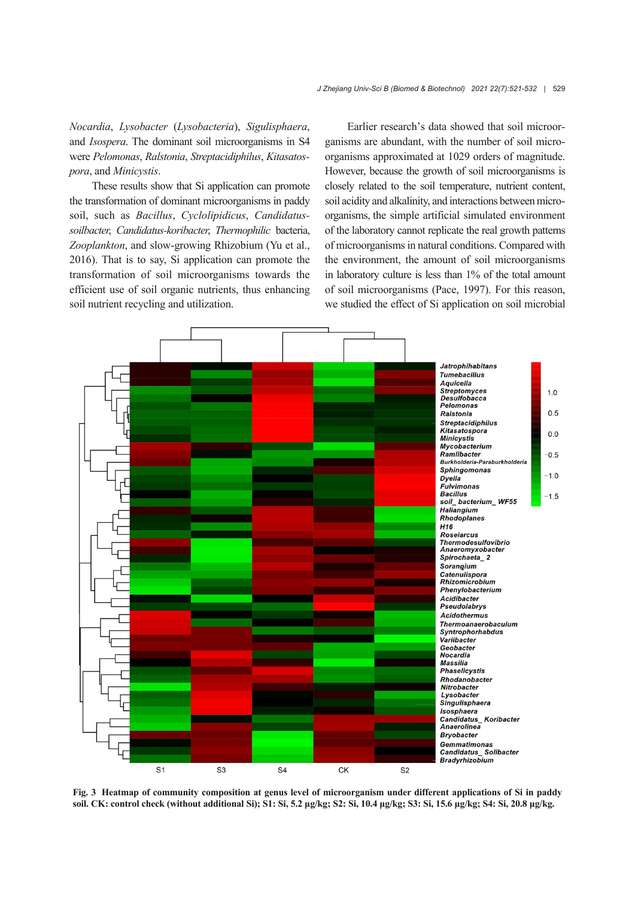*Nocardia*, *Lysobacter* (*Lysobacteria*), *Sigulisphaera*, and *Isospera*. The dominant soil microorganisms in S4 were *Pelomonas*, *Ralstonia*, *Streptacidiphilus*, *Kitasatospora*, and *Minicystis*.

These results show that Si application can promote the transformation of dominant microorganisms in paddy soil, such as *Bacillus*, *Cyclolipidicus*, *Candidatus-soilbacter*, *Candidatus-koribacter*, *Thermophilic* bacteria, *Zooplankton*, and slow-growing Rhizobium (Yu et al., 2016). That is to say, Si application can promote the transformation of soil microorganisms towards the efficient use of soil organic nutrients, thus enhancing soil nutrient recycling and utilization.

Earlier research's data showed that soil microorganisms are abundant, with the number of soil microorganisms approximated at 1029 orders of magnitude. However, because the growth of soil microorganisms is closely related to the soil temperature, nutrient content, soil acidity and alkalinity, and interactions between microorganisms, the simple artificial simulated environment of the laboratory cannot replicate the real growth patterns of microorganisms in natural conditions. Compared with the environment, the amount of soil microorganisms in laboratory culture is less than 1% of the total amount of soil microorganisms (Pace, 1997). For this reason, we studied the effect of Si application on soil microbial

**Fig. 3 Heatmap of community composition at genus level of microorganism under different applications of Si in paddy soil. CK: control check (without additional Si); S1: Si, 5.2 μg/kg; S2: Si, 10.4 μg/kg; S3: Si, 15.6 μg/kg; S4: Si, 20.8 μg/kg.**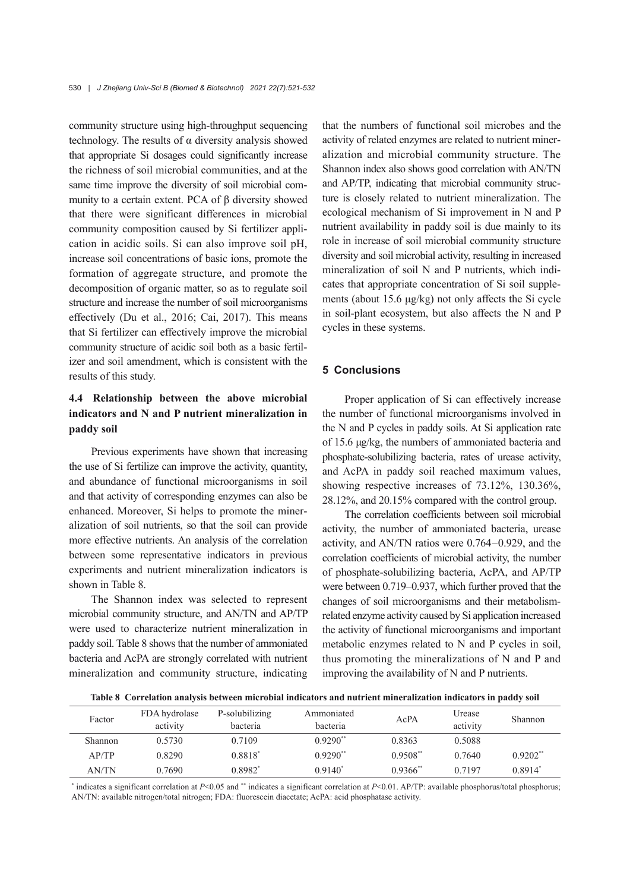community structure using high-throughput sequencing technology. The results of α diversity analysis showed that appropriate Si dosages could significantly increase the richness of soil microbial communities, and at the same time improve the diversity of soil microbial community to a certain extent. PCA of β diversity showed that there were significant differences in microbial community composition caused by Si fertilizer application in acidic soils. Si can also improve soil pH, increase soil concentrations of basic ions, promote the formation of aggregate structure, and promote the decomposition of organic matter, so as to regulate soil structure and increase the number of soil microorganisms effectively (Du et al., 2016; Cai, 2017). This means that Si fertilizer can effectively improve the microbial community structure of acidic soil both as a basic fertilizer and soil amendment, which is consistent with the results of this study.

### 4.4 Relationship between the above microbial indicators and N and P nutrient mineralization in paddy soil

Previous experiments have shown that increasing the use of Si fertilize can improve the activity, quantity, and abundance of functional microorganisms in soil and that activity of corresponding enzymes can also be enhanced. Moreover, Si helps to promote the mineralization of soil nutrients, so that the soil can provide more effective nutrients. An analysis of the correlation between some representative indicators in previous experiments and nutrient mineralization indicators is shown in Table 8.

The Shannon index was selected to represent microbial community structure, and AN/TN and AP/TP were used to characterize nutrient mineralization in paddy soil. Table 8 shows that the number of ammoniated bacteria and AcPA are strongly correlated with nutrient mineralization and community structure, indicating that the numbers of functional soil microbes and the activity of related enzymes are related to nutrient mineralization and microbial community structure. The Shannon index also shows good correlation with AN/TN and AP/TP, indicating that microbial community structure is closely related to nutrient mineralization. The ecological mechanism of Si improvement in N and P nutrient availability in paddy soil is due mainly to its role in increase of soil microbial community structure diversity and soil microbial activity, resulting in increased mineralization of soil N and P nutrients, which indicates that appropriate concentration of Si soil supplements (about 15.6 μg/kg) not only affects the Si cycle in soil-plant ecosystem, but also affects the N and P cycles in these systems.

## 5 Conclusions

Proper application of Si can effectively increase the number of functional microorganisms involved in the N and P cycles in paddy soils. At Si application rate of 15.6 μg/kg, the numbers of ammoniated bacteria and phosphate-solubilizing bacteria, rates of urease activity, and AcPA in paddy soil reached maximum values, showing respective increases of 73.12%, 130.36%, 28.12%, and 20.15% compared with the control group.

The correlation coefficients between soil microbial activity, the number of ammoniated bacteria, urease activity, and AN/TN ratios were 0.764–0.929, and the correlation coefficients of microbial activity, the number of phosphate-solubilizing bacteria, AcPA, and AP/TP were between 0.719–0.937, which further proved that the changes of soil microorganisms and their metabolism-related enzyme activity caused by Si application increased the activity of functional microorganisms and important metabolic enzymes related to N and P cycles in soil, thus promoting the mineralizations of N and P and improving the availability of N and P nutrients.

**Table 8 Correlation analysis between microbial indicators and nutrient mineralization indicators in paddy soil**

| Factor | FDA hydrolase activity | P-solubilizing bacteria | Ammoniated bacteria | AcPA | Urease activity | Shannon |
|---|---|---|---|---|---|---|
| Shannon | 0.5730 | 0.7109 | 0.9290** | 0.8363 | 0.5088 | |
| AP/TP | 0.8290 | 0.8818* | 0.9290** | 0.9508** | 0.7640 | 0.9202** |
| AN/TN | 0.7690 | 0.8982* | 0.9140* | 0.9366** | 0.7197 | 0.8914* |

* indicates a significant correlation at $P<0.05$ and ** indicates a significant correlation at $P<0.01$. AP/TP: available phosphorus/total phosphorus; AN/TN: available nitrogen/total nitrogen; FDA: fluorescein diacetate; AcPA: acid phosphatase activity.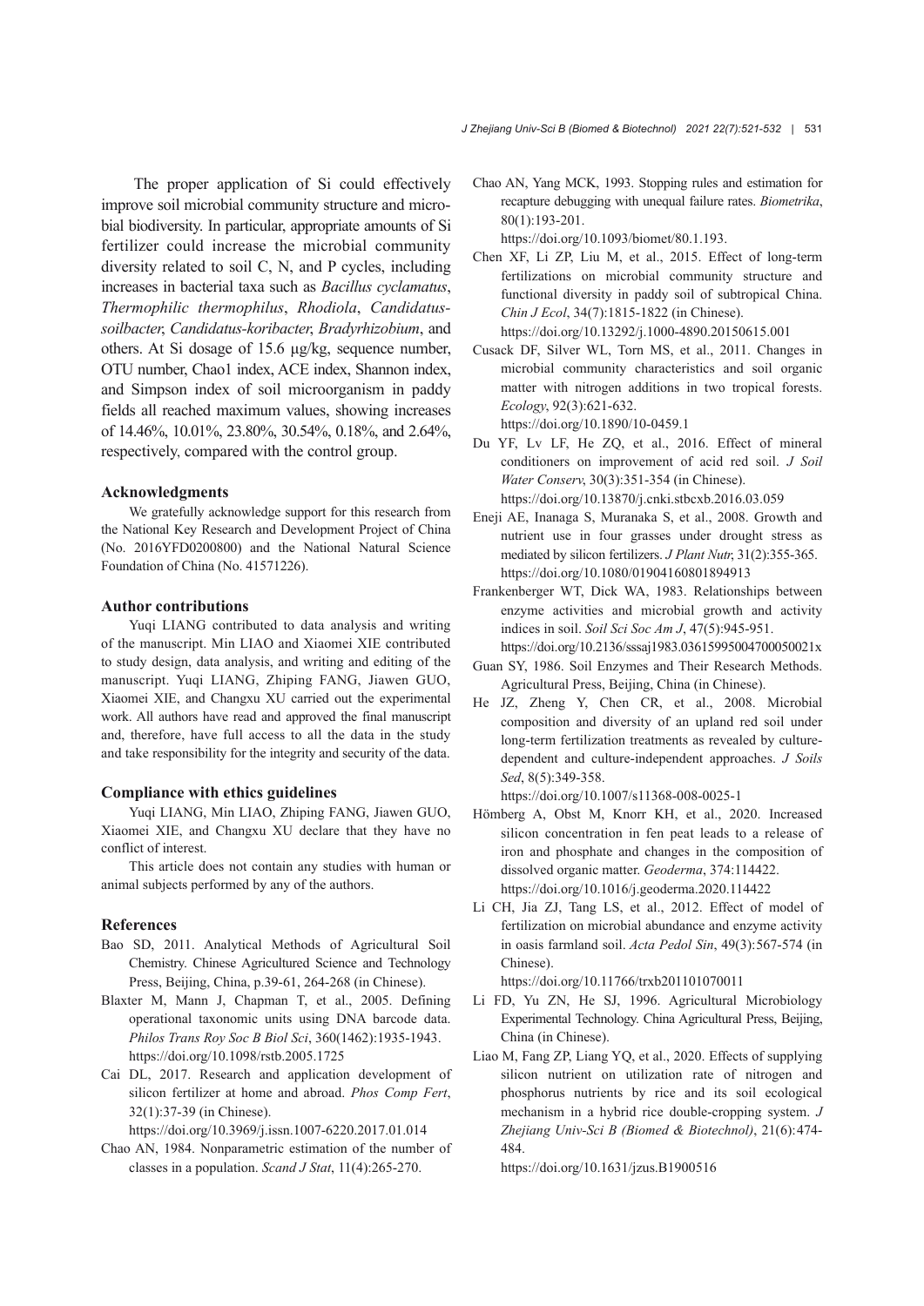The proper application of Si could effectively improve soil microbial community structure and microbial biodiversity. In particular, appropriate amounts of Si fertilizer could increase the microbial community diversity related to soil C, N, and P cycles, including increases in bacterial taxa such as *Bacillus cyclamatus*, *Thermophilic thermophilus*, *Rhodiola*, *Candidatus-soilbacter*, *Candidatus-koribacter*, *Bradyrhizobium*, and others. At Si dosage of 15.6 μg/kg, sequence number, OTU number, Chao1 index, ACE index, Shannon index, and Simpson index of soil microorganism in paddy fields all reached maximum values, showing increases of 14.46%, 10.01%, 23.80%, 30.54%, 0.18%, and 2.64%, respectively, compared with the control group.

### Acknowledgments

We gratefully acknowledge support for this research from the National Key Research and Development Project of China (No. 2016YFD0200800) and the National Natural Science Foundation of China (No. 41571226).

### Author contributions

Yuqi LIANG contributed to data analysis and writing of the manuscript. Min LIAO and Xiaomei XIE contributed to study design, data analysis, and writing and editing of the manuscript. Yuqi LIANG, Zhiping FANG, Jiawen GUO, Xiaomei XIE, and Changxu XU carried out the experimental work. All authors have read and approved the final manuscript and, therefore, have full access to all the data in the study and take responsibility for the integrity and security of the data.

### Compliance with ethics guidelines

Yuqi LIANG, Min LIAO, Zhiping FANG, Jiawen GUO, Xiaomei XIE, and Changxu XU declare that they have no conflict of interest.

This article does not contain any studies with human or animal subjects performed by any of the authors.

### References

Bao SD, 2011. Analytical Methods of Agricultural Soil Chemistry. Chinese Agricultured Science and Technology Press, Beijing, China, p.39-61, 264-268 (in Chinese).

Blaxter M, Mann J, Chapman T, et al., 2005. Defining operational taxonomic units using DNA barcode data. *Philos Trans Roy Soc B Biol Sci*, 360(1462):1935-1943. https://doi.org/10.1098/rstb.2005.1725

Cai DL, 2017. Research and application development of silicon fertilizer at home and abroad. *Phos Comp Fert*, 32(1):37-39 (in Chinese). https://doi.org/10.3969/j.issn.1007-6220.2017.01.014

Chao AN, 1984. Nonparametric estimation of the number of classes in a population. *Scand J Stat*, 11(4):265-270.

Chao AN, Yang MCK, 1993. Stopping rules and estimation for recapture debugging with unequal failure rates. *Biometrika*, 80(1):193-201. https://doi.org/10.1093/biomet/80.1.193.

Chen XF, Li ZP, Liu M, et al., 2015. Effect of long-term fertilizations on microbial community structure and functional diversity in paddy soil of subtropical China. *Chin J Ecol*, 34(7):1815-1822 (in Chinese). https://doi.org/10.13292/j.1000-4890.20150615.001

Cusack DF, Silver WL, Torn MS, et al., 2011. Changes in microbial community characteristics and soil organic matter with nitrogen additions in two tropical forests. *Ecology*, 92(3):621-632. https://doi.org/10.1890/10-0459.1

Du YF, Lv LF, He ZQ, et al., 2016. Effect of mineral conditioners on improvement of acid red soil. *J Soil Water Conserv*, 30(3):351-354 (in Chinese). https://doi.org/10.13870/j.cnki.stbcxb.2016.03.059

Eneji AE, Inanaga S, Muranaka S, et al., 2008. Growth and nutrient use in four grasses under drought stress as mediated by silicon fertilizers. *J Plant Nutr*, 31(2):355-365. https://doi.org/10.1080/01904160801894913

Frankenberger WT, Dick WA, 1983. Relationships between enzyme activities and microbial growth and activity indices in soil. *Soil Sci Soc Am J*, 47(5):945-951. https://doi.org/10.2136/sssaj1983.03615995004700050021x

Guan SY, 1986. Soil Enzymes and Their Research Methods. Agricultural Press, Beijing, China (in Chinese).

He JZ, Zheng Y, Chen CR, et al., 2008. Microbial composition and diversity of an upland red soil under long-term fertilization treatments as revealed by culture-dependent and culture-independent approaches. *J Soils Sed*, 8(5):349-358. https://doi.org/10.1007/s11368-008-0025-1

Hömberg A, Obst M, Knorr KH, et al., 2020. Increased silicon concentration in fen peat leads to a release of iron and phosphate and changes in the composition of dissolved organic matter. *Geoderma*, 374:114422. https://doi.org/10.1016/j.geoderma.2020.114422

Li CH, Jia ZJ, Tang LS, et al., 2012. Effect of model of fertilization on microbial abundance and enzyme activity in oasis farmland soil. *Acta Pedol Sin*, 49(3):567-574 (in Chinese). https://doi.org/10.11766/trxb201101070011

Li FD, Yu ZN, He SJ, 1996. Agricultural Microbiology Experimental Technology. China Agricultural Press, Beijing, China (in Chinese).

Liao M, Fang ZP, Liang YQ, et al., 2020. Effects of supplying silicon nutrient on utilization rate of nitrogen and phosphorus nutrients by rice and its soil ecological mechanism in a hybrid rice double-cropping system. *J Zhejiang Univ-Sci B (Biomed & Biotechnol)*, 21(6):474-484. https://doi.org/10.1631/jzus.B1900516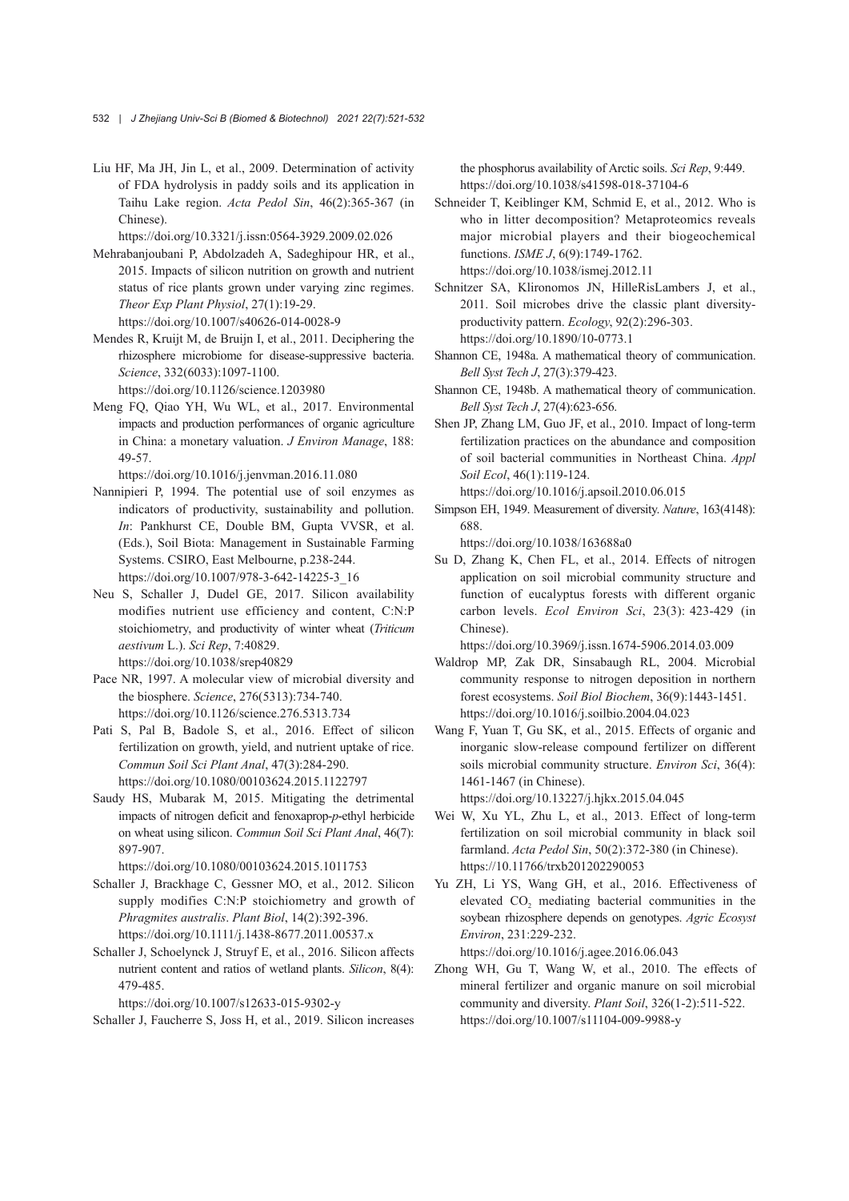Liu HF, Ma JH, Jin L, et al., 2009. Determination of activity of FDA hydrolysis in paddy soils and its application in Taihu Lake region. *Acta Pedol Sin*, 46(2):365-367 (in Chinese).
https://doi.org/10.3321/j.issn:0564-3929.2009.02.026

Mehrabanjoubani P, Abdolzadeh A, Sadeghipour HR, et al., 2015. Impacts of silicon nutrition on growth and nutrient status of rice plants grown under varying zinc regimes. *Theor Exp Plant Physiol*, 27(1):19-29.
https://doi.org/10.1007/s40626-014-0028-9

Mendes R, Kruijt M, de Bruijn I, et al., 2011. Deciphering the rhizosphere microbiome for disease-suppressive bacteria. *Science*, 332(6033):1097-1100.
https://doi.org/10.1126/science.1203980

Meng FQ, Qiao YH, Wu WL, et al., 2017. Environmental impacts and production performances of organic agriculture in China: a monetary valuation. *J Environ Manage*, 188: 49-57.
https://doi.org/10.1016/j.jenvman.2016.11.080

Nannipieri P, 1994. The potential use of soil enzymes as indicators of productivity, sustainability and pollution. *In*: Pankhurst CE, Double BM, Gupta VVSR, et al. (Eds.), Soil Biota: Management in Sustainable Farming Systems. CSIRO, East Melbourne, p.238-244.
https://doi.org/10.1007/978-3-642-14225-3_16

Neu S, Schaller J, Dudel GE, 2017. Silicon availability modifies nutrient use efficiency and content, C:N:P stoichiometry, and productivity of winter wheat (*Triticum aestivum* L.). *Sci Rep*, 7:40829.
https://doi.org/10.1038/srep40829

Pace NR, 1997. A molecular view of microbial diversity and the biosphere. *Science*, 276(5313):734-740.
https://doi.org/10.1126/science.276.5313.734

Pati S, Pal B, Badole S, et al., 2016. Effect of silicon fertilization on growth, yield, and nutrient uptake of rice. *Commun Soil Sci Plant Anal*, 47(3):284-290.
https://doi.org/10.1080/00103624.2015.1122797

Saudy HS, Mubarak M, 2015. Mitigating the detrimental impacts of nitrogen deficit and fenoxaprop-*p*-ethyl herbicide on wheat using silicon. *Commun Soil Sci Plant Anal*, 46(7): 897-907.
https://doi.org/10.1080/00103624.2015.1011753

Schaller J, Brackhage C, Gessner MO, et al., 2012. Silicon supply modifies C:N:P stoichiometry and growth of *Phragmites australis*. *Plant Biol*, 14(2):392-396.
https://doi.org/10.1111/j.1438-8677.2011.00537.x

Schaller J, Schoelynck J, Struyf E, et al., 2016. Silicon affects nutrient content and ratios of wetland plants. *Silicon*, 8(4): 479-485.
https://doi.org/10.1007/s12633-015-9302-y

Schaller J, Faucherre S, Joss H, et al., 2019. Silicon increases the phosphorus availability of Arctic soils. *Sci Rep*, 9:449.
https://doi.org/10.1038/s41598-018-37104-6

Schneider T, Keiblinger KM, Schmid E, et al., 2012. Who is who in litter decomposition? Metaproteomics reveals major microbial players and their biogeochemical functions. *ISME J*, 6(9):1749-1762.
https://doi.org/10.1038/ismej.2012.11

Schnitzer SA, Klironomos JN, HilleRisLambers J, et al., 2011. Soil microbes drive the classic plant diversity-productivity pattern. *Ecology*, 92(2):296-303.
https://doi.org/10.1890/10-0773.1

Shannon CE, 1948a. A mathematical theory of communication. *Bell Syst Tech J*, 27(3):379-423.

Shannon CE, 1948b. A mathematical theory of communication. *Bell Syst Tech J*, 27(4):623-656.

Shen JP, Zhang LM, Guo JF, et al., 2010. Impact of long-term fertilization practices on the abundance and composition of soil bacterial communities in Northeast China. *Appl Soil Ecol*, 46(1):119-124.
https://doi.org/10.1016/j.apsoil.2010.06.015

Simpson EH, 1949. Measurement of diversity. *Nature*, 163(4148): 688.
https://doi.org/10.1038/163688a0

Su D, Zhang K, Chen FL, et al., 2014. Effects of nitrogen application on soil microbial community structure and function of eucalyptus forests with different organic carbon levels. *Ecol Environ Sci*, 23(3): 423-429 (in Chinese).
https://doi.org/10.3969/j.issn.1674-5906.2014.03.009

Waldrop MP, Zak DR, Sinsabaugh RL, 2004. Microbial community response to nitrogen deposition in northern forest ecosystems. *Soil Biol Biochem*, 36(9):1443-1451.
https://doi.org/10.1016/j.soilbio.2004.04.023

Wang F, Yuan T, Gu SK, et al., 2015. Effects of organic and inorganic slow-release compound fertilizer on different soils microbial community structure. *Environ Sci*, 36(4): 1461-1467 (in Chinese).
https://doi.org/10.13227/j.hjkx.2015.04.045

Wei W, Xu YL, Zhu L, et al., 2013. Effect of long-term fertilization on soil microbial community in black soil farmland. *Acta Pedol Sin*, 50(2):372-380 (in Chinese).
https://10.11766/trxb201202290053

Yu ZH, Li YS, Wang GH, et al., 2016. Effectiveness of elevated $CO_2$ mediating bacterial communities in the soybean rhizosphere depends on genotypes. *Agric Ecosyst Environ*, 231:229-232.
https://doi.org/10.1016/j.agee.2016.06.043

Zhong WH, Gu T, Wang W, et al., 2010. The effects of mineral fertilizer and organic manure on soil microbial community and diversity. *Plant Soil*, 326(1-2):511-522.
https://doi.org/10.1007/s11104-009-9988-y